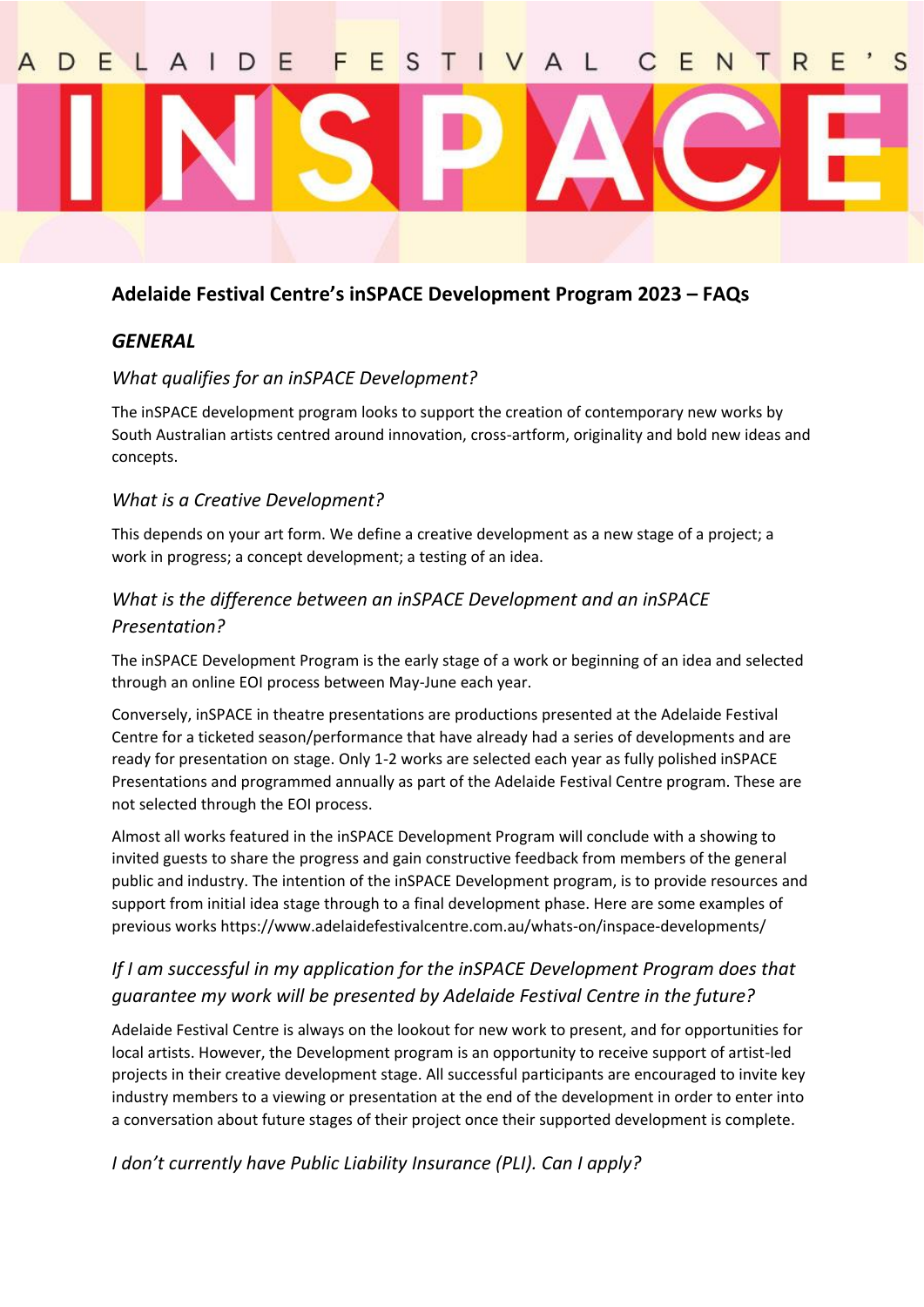ADELAIDE FESTIVAL CENTRE'S INSPACE

# Adelaide Festival Centre's inSPACE Development Program 2023 – FAQs

## *GENERAL*

### *What qualifies for an inSPACE Development?*

The inSPACE development program looks to support the creation of contemporary new works by South Australian artists centred around innovation, cross-artform, originality and bold new ideas and concepts.

### *What is a Creative Development?*

This depends on your art form. We define a creative development as a new stage of a project; a work in progress; a concept development; a testing of an idea.

### *What is the difference between an inSPACE Development and an inSPACE Presentation?*

The inSPACE Development Program is the early stage of a work or beginning of an idea and selected through an online EOI process between May-June each year.

Conversely, inSPACE in theatre presentations are productions presented at the Adelaide Festival Centre for a ticketed season/performance that have already had a series of developments and are ready for presentation on stage. Only 1-2 works are selected each year as fully polished inSPACE Presentations and programmed annually as part of the Adelaide Festival Centre program. These are not selected through the EOI process.

Almost all works featured in the inSPACE Development Program will conclude with a showing to invited guests to share the progress and gain constructive feedback from members of the general public and industry. The intention of the inSPACE Development program, is to provide resources and support from initial idea stage through to a final development phase. Here are some examples of previous works https://www.adelaidefestivalcentre.com.au/whats-on/inspace-developments/

### *If I am successful in my application for the inSPACE Development Program does that guarantee my work will be presented by Adelaide Festival Centre in the future?*

Adelaide Festival Centre is always on the lookout for new work to present, and for opportunities for local artists. However, the Development program is an opportunity to receive support of artist-led projects in their creative development stage. All successful participants are encouraged to invite key industry members to a viewing or presentation at the end of the development in order to enter into a conversation about future stages of their project once their supported development is complete.

### *I don't currently have Public Liability Insurance (PLI). Can I apply?*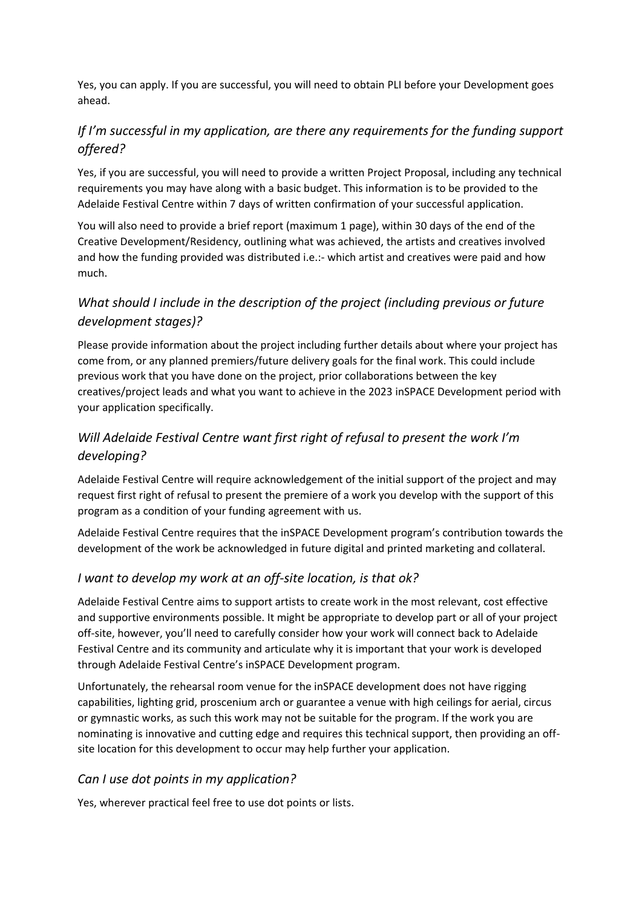Yes, you can apply. If you are successful, you will need to obtain PLI before your Development goes ahead.

## *If I'm successful in my application, are there any requirements for the funding support offered?*

Yes, if you are successful, you will need to provide a written Project Proposal, including any technical requirements you may have along with a basic budget. This information is to be provided to the Adelaide Festival Centre within 7 days of written confirmation of your successful application.

You will also need to provide a brief report (maximum 1 page), within 30 days of the end of the Creative Development/Residency, outlining what was achieved, the artists and creatives involved and how the funding provided was distributed i.e.:- which artist and creatives were paid and how much.

## *What should I include in the description of the project (including previous or future development stages)?*

Please provide information about the project including further details about where your project has come from, or any planned premiers/future delivery goals for the final work. This could include previous work that you have done on the project, prior collaborations between the key creatives/project leads and what you want to achieve in the 2023 inSPACE Development period with your application specifically.

## *Will Adelaide Festival Centre want first right of refusal to present the work I'm developing?*

Adelaide Festival Centre will require acknowledgement of the initial support of the project and may request first right of refusal to present the premiere of a work you develop with the support of this program as a condition of your funding agreement with us.

Adelaide Festival Centre requires that the inSPACE Development program's contribution towards the development of the work be acknowledged in future digital and printed marketing and collateral.

## *I want to develop my work at an off-site location, is that ok?*

Adelaide Festival Centre aims to support artists to create work in the most relevant, cost effective and supportive environments possible. It might be appropriate to develop part or all of your project off-site, however, you'll need to carefully consider how your work will connect back to Adelaide Festival Centre and its community and articulate why it is important that your work is developed through Adelaide Festival Centre's inSPACE Development program.

Unfortunately, the rehearsal room venue for the inSPACE development does not have rigging capabilities, lighting grid, proscenium arch or guarantee a venue with high ceilings for aerial, circus or gymnastic works, as such this work may not be suitable for the program. If the work you are nominating is innovative and cutting edge and requires this technical support, then providing an off-site location for this development to occur may help further your application.

## *Can I use dot points in my application?*

Yes, wherever practical feel free to use dot points or lists.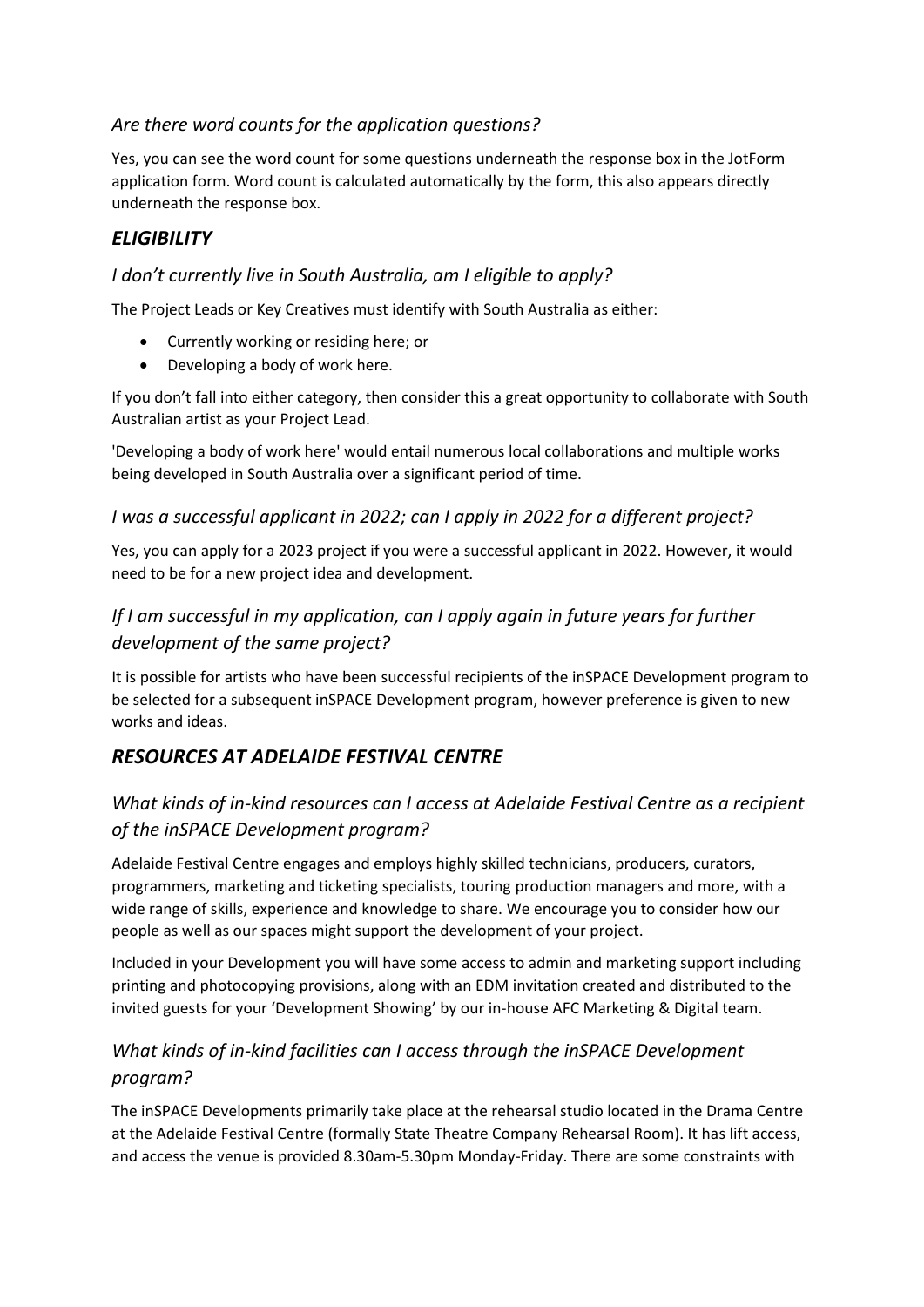### *Are there word counts for the application questions?*

Yes, you can see the word count for some questions underneath the response box in the JotForm application form. Word count is calculated automatically by the form, this also appears directly underneath the response box.

## *ELIGIBILITY*

### *I don't currently live in South Australia, am I eligible to apply?*

The Project Leads or Key Creatives must identify with South Australia as either:

- Currently working or residing here; or
- Developing a body of work here.

If you don't fall into either category, then consider this a great opportunity to collaborate with South Australian artist as your Project Lead.

'Developing a body of work here' would entail numerous local collaborations and multiple works being developed in South Australia over a significant period of time.

### *I was a successful applicant in 2022; can I apply in 2022 for a different project?*

Yes, you can apply for a 2023 project if you were a successful applicant in 2022. However, it would need to be for a new project idea and development.

### *If I am successful in my application, can I apply again in future years for further development of the same project?*

It is possible for artists who have been successful recipients of the inSPACE Development program to be selected for a subsequent inSPACE Development program, however preference is given to new works and ideas.

## *RESOURCES AT ADELAIDE FESTIVAL CENTRE*

### *What kinds of in-kind resources can I access at Adelaide Festival Centre as a recipient of the inSPACE Development program?*

Adelaide Festival Centre engages and employs highly skilled technicians, producers, curators, programmers, marketing and ticketing specialists, touring production managers and more, with a wide range of skills, experience and knowledge to share. We encourage you to consider how our people as well as our spaces might support the development of your project.

Included in your Development you will have some access to admin and marketing support including printing and photocopying provisions, along with an EDM invitation created and distributed to the invited guests for your 'Development Showing' by our in-house AFC Marketing & Digital team.

### *What kinds of in-kind facilities can I access through the inSPACE Development program?*

The inSPACE Developments primarily take place at the rehearsal studio located in the Drama Centre at the Adelaide Festival Centre (formally State Theatre Company Rehearsal Room). It has lift access, and access the venue is provided 8.30am-5.30pm Monday-Friday. There are some constraints with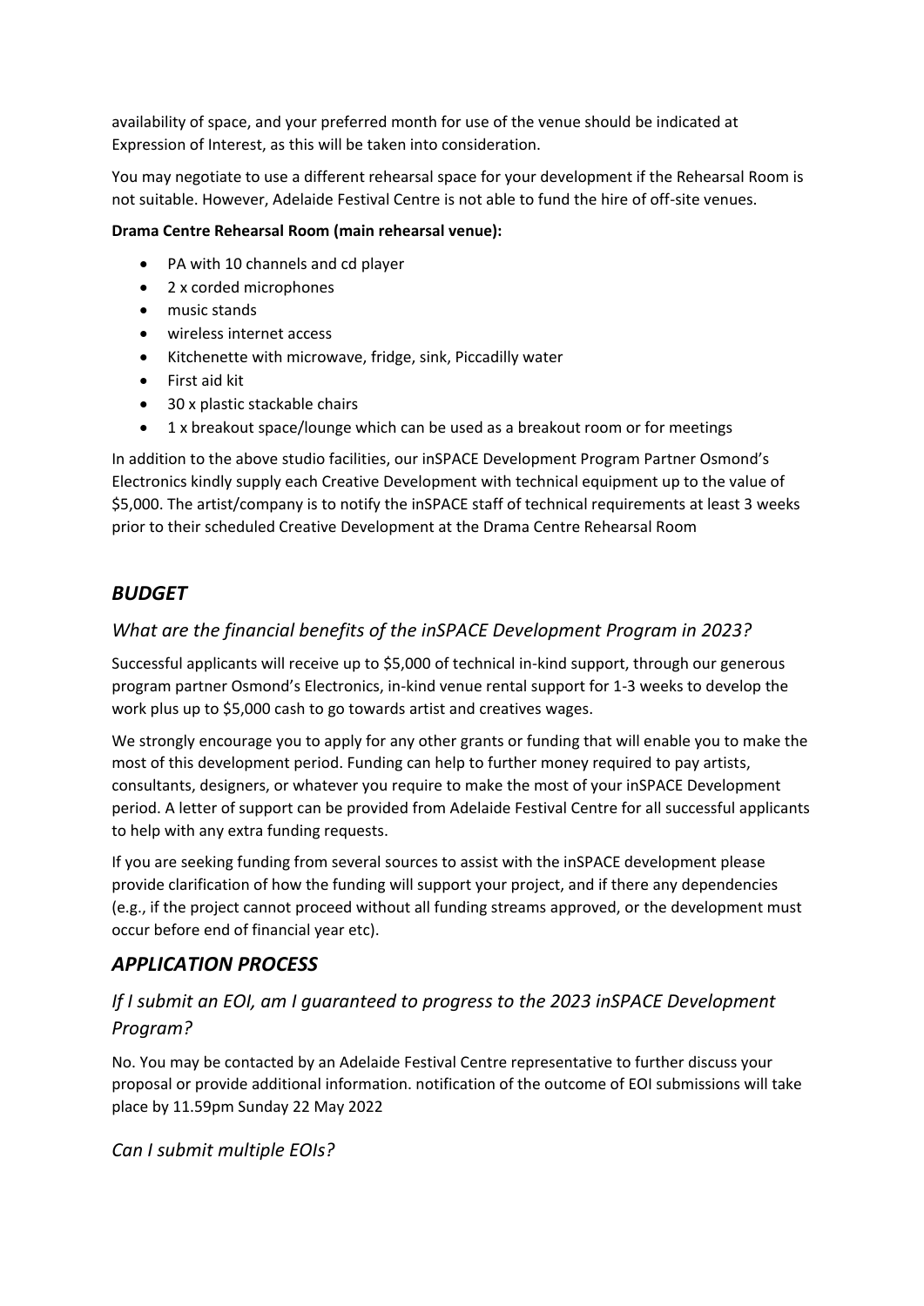availability of space, and your preferred month for use of the venue should be indicated at Expression of Interest, as this will be taken into consideration.

You may negotiate to use a different rehearsal space for your development if the Rehearsal Room is not suitable. However, Adelaide Festival Centre is not able to fund the hire of off-site venues.

**Drama Centre Rehearsal Room (main rehearsal venue):**

- PA with 10 channels and cd player
- 2 x corded microphones
- music stands
- wireless internet access
- Kitchenette with microwave, fridge, sink, Piccadilly water
- First aid kit
- 30 x plastic stackable chairs
- 1 x breakout space/lounge which can be used as a breakout room or for meetings

In addition to the above studio facilities, our inSPACE Development Program Partner Osmond's Electronics kindly supply each Creative Development with technical equipment up to the value of $5,000. The artist/company is to notify the inSPACE staff of technical requirements at least 3 weeks prior to their scheduled Creative Development at the Drama Centre Rehearsal Room

## *BUDGET*

### *What are the financial benefits of the inSPACE Development Program in 2023?*

Successful applicants will receive up to $5,000 of technical in-kind support, through our generous program partner Osmond's Electronics, in-kind venue rental support for 1-3 weeks to develop the work plus up to $5,000 cash to go towards artist and creatives wages.

We strongly encourage you to apply for any other grants or funding that will enable you to make the most of this development period. Funding can help to further money required to pay artists, consultants, designers, or whatever you require to make the most of your inSPACE Development period. A letter of support can be provided from Adelaide Festival Centre for all successful applicants to help with any extra funding requests.

If you are seeking funding from several sources to assist with the inSPACE development please provide clarification of how the funding will support your project, and if there any dependencies (e.g., if the project cannot proceed without all funding streams approved, or the development must occur before end of financial year etc).

## *APPLICATION PROCESS*

### *If I submit an EOI, am I guaranteed to progress to the 2023 inSPACE Development Program?*

No. You may be contacted by an Adelaide Festival Centre representative to further discuss your proposal or provide additional information. notification of the outcome of EOI submissions will take place by 11.59pm Sunday 22 May 2022

### *Can I submit multiple EOIs?*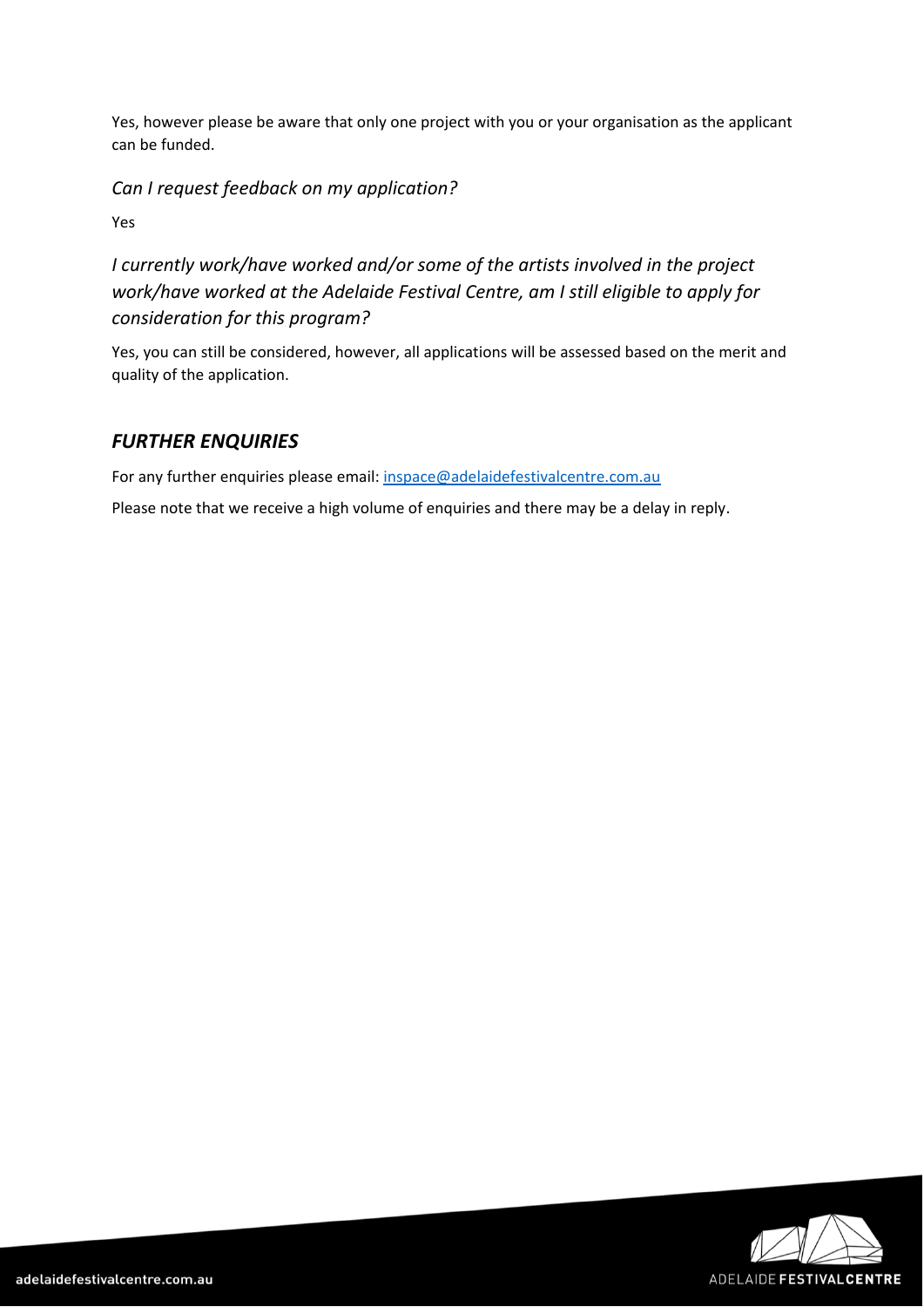Yes, however please be aware that only one project with you or your organisation as the applicant can be funded.

*Can I request feedback on my application?*

Yes

### *I currently work/have worked and/or some of the artists involved in the project work/have worked at the Adelaide Festival Centre, am I still eligible to apply for consideration for this program?*

Yes, you can still be considered, however, all applications will be assessed based on the merit and quality of the application.

## *FURTHER ENQUIRIES*

For any further enquiries please email: [inspace@adelaidefestivalcentre.com.au](mailto:inspace@adelaidefestivalcentre.com.au)

Please note that we receive a high volume of enquiries and there may be a delay in reply.